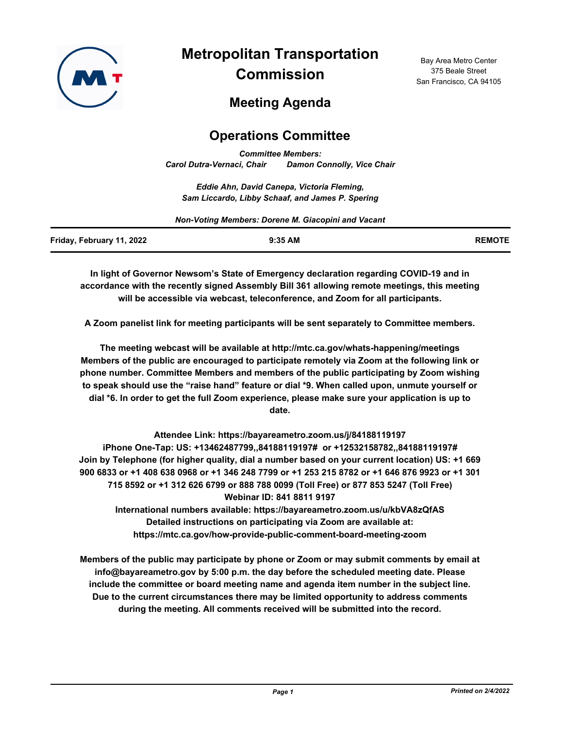# Metropolitan Transportation Commission

Bay Area Metro Center
375 Beale Street
San Francisco, CA 94105

## Meeting Agenda

## Operations Committee

*Committee Members:*
*Carol Dutra-Vernaci, Chair    Damon Connolly, Vice Chair*

*Eddie Ahn, David Canepa, Victoria Fleming,*
*Sam Liccardo, Libby Schaaf, and James P. Spering*

*Non-Voting Members: Dorene M. Giacopini and Vacant*

**Friday, February 11, 2022    9:35 AM    REMOTE**

**In light of Governor Newsom's State of Emergency declaration regarding COVID-19 and in accordance with the recently signed Assembly Bill 361 allowing remote meetings, this meeting will be accessible via webcast, teleconference, and Zoom for all participants.**

**A Zoom panelist link for meeting participants will be sent separately to Committee members.**

**The meeting webcast will be available at http://mtc.ca.gov/whats-happening/meetings Members of the public are encouraged to participate remotely via Zoom at the following link or phone number. Committee Members and members of the public participating by Zoom wishing to speak should use the "raise hand" feature or dial *9. When called upon, unmute yourself or dial *6. In order to get the full Zoom experience, please make sure your application is up to date.**

**Attendee Link: https://bayareametro.zoom.us/j/84188119197**
**iPhone One-Tap: US: +13462487799,,84188119197# or +12532158782,,84188119197#**
**Join by Telephone (for higher quality, dial a number based on your current location) US: +1 669 900 6833 or +1 408 638 0968 or +1 346 248 7799 or +1 253 215 8782 or +1 646 876 9923 or +1 301 715 8592 or +1 312 626 6799 or 888 788 0099 (Toll Free) or 877 853 5247 (Toll Free)**
**Webinar ID: 841 8811 9197**
**International numbers available: https://bayareametro.zoom.us/u/kbVA8zQfAS**
**Detailed instructions on participating via Zoom are available at: https://mtc.ca.gov/how-provide-public-comment-board-meeting-zoom**

**Members of the public may participate by phone or Zoom or may submit comments by email at info@bayareametro.gov by 5:00 p.m. the day before the scheduled meeting date. Please include the committee or board meeting name and agenda item number in the subject line. Due to the current circumstances there may be limited opportunity to address comments during the meeting. All comments received will be submitted into the record.**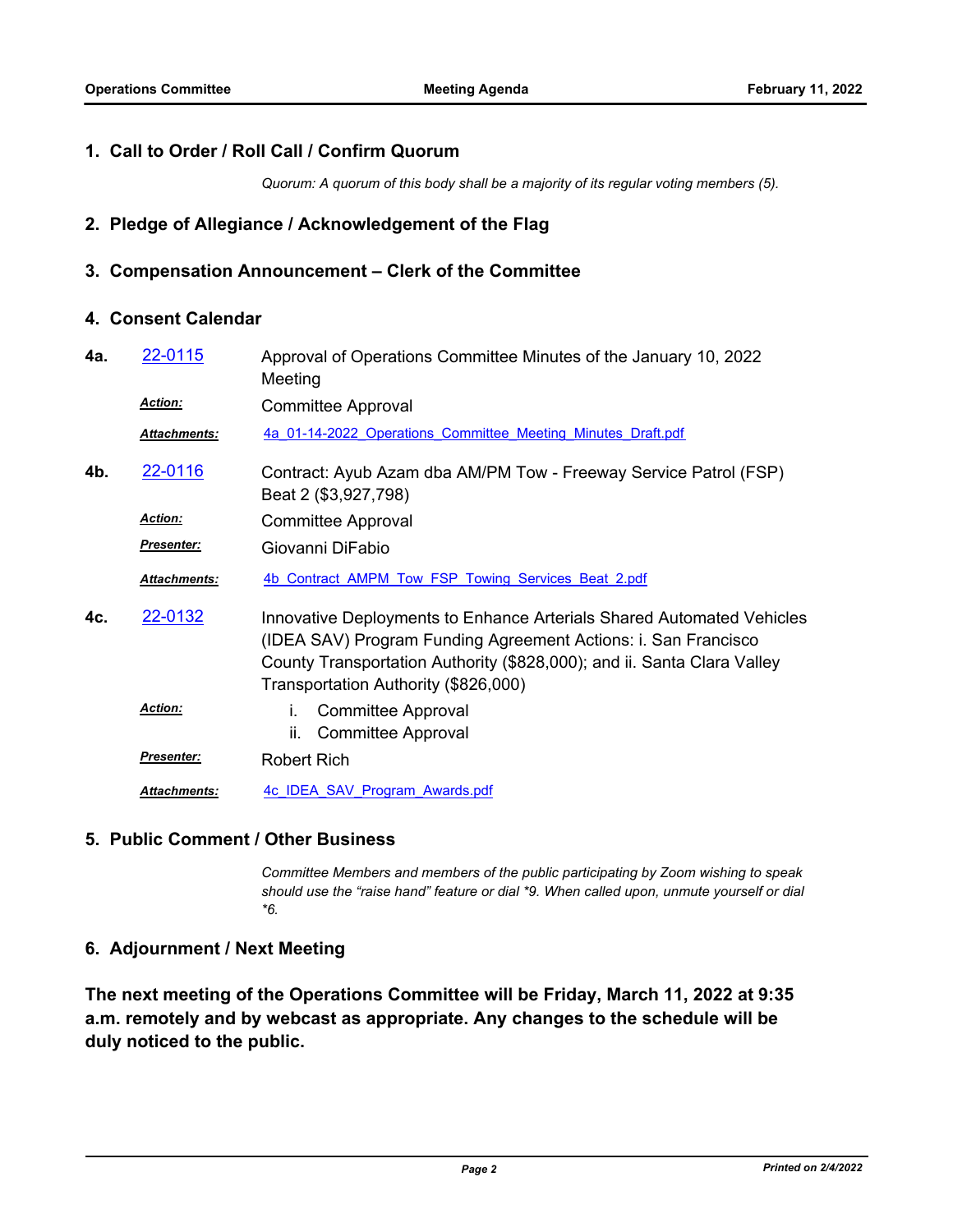## 1. Call to Order / Roll Call / Confirm Quorum

*Quorum: A quorum of this body shall be a majority of its regular voting members (5).*

## 2. Pledge of Allegiance / Acknowledgement of the Flag

## 3. Compensation Announcement – Clerk of the Committee

## 4. Consent Calendar

**4a.** 22-0115 — Approval of Operations Committee Minutes of the January 10, 2022 Meeting

***Action:*** Committee Approval

***Attachments:*** 4a_01-14-2022_Operations_Committee_Meeting_Minutes_Draft.pdf

**4b.** 22-0116 — Contract: Ayub Azam dba AM/PM Tow - Freeway Service Patrol (FSP) Beat 2 ($3,927,798)

***Action:*** Committee Approval

***Presenter:*** Giovanni DiFabio

***Attachments:*** 4b_Contract_AMPM_Tow_FSP_Towing_Services_Beat_2.pdf

**4c.** 22-0132 — Innovative Deployments to Enhance Arterials Shared Automated Vehicles (IDEA SAV) Program Funding Agreement Actions: i. San Francisco County Transportation Authority ($828,000); and ii. Santa Clara Valley Transportation Authority ($826,000)

***Action:***

i. Committee Approval
ii. Committee Approval

***Presenter:*** Robert Rich

***Attachments:*** 4c_IDEA_SAV_Program_Awards.pdf

## 5. Public Comment / Other Business

*Committee Members and members of the public participating by Zoom wishing to speak should use the "raise hand" feature or dial *9. When called upon, unmute yourself or dial *6.*

## 6. Adjournment / Next Meeting

**The next meeting of the Operations Committee will be Friday, March 11, 2022 at 9:35 a.m. remotely and by webcast as appropriate. Any changes to the schedule will be duly noticed to the public.**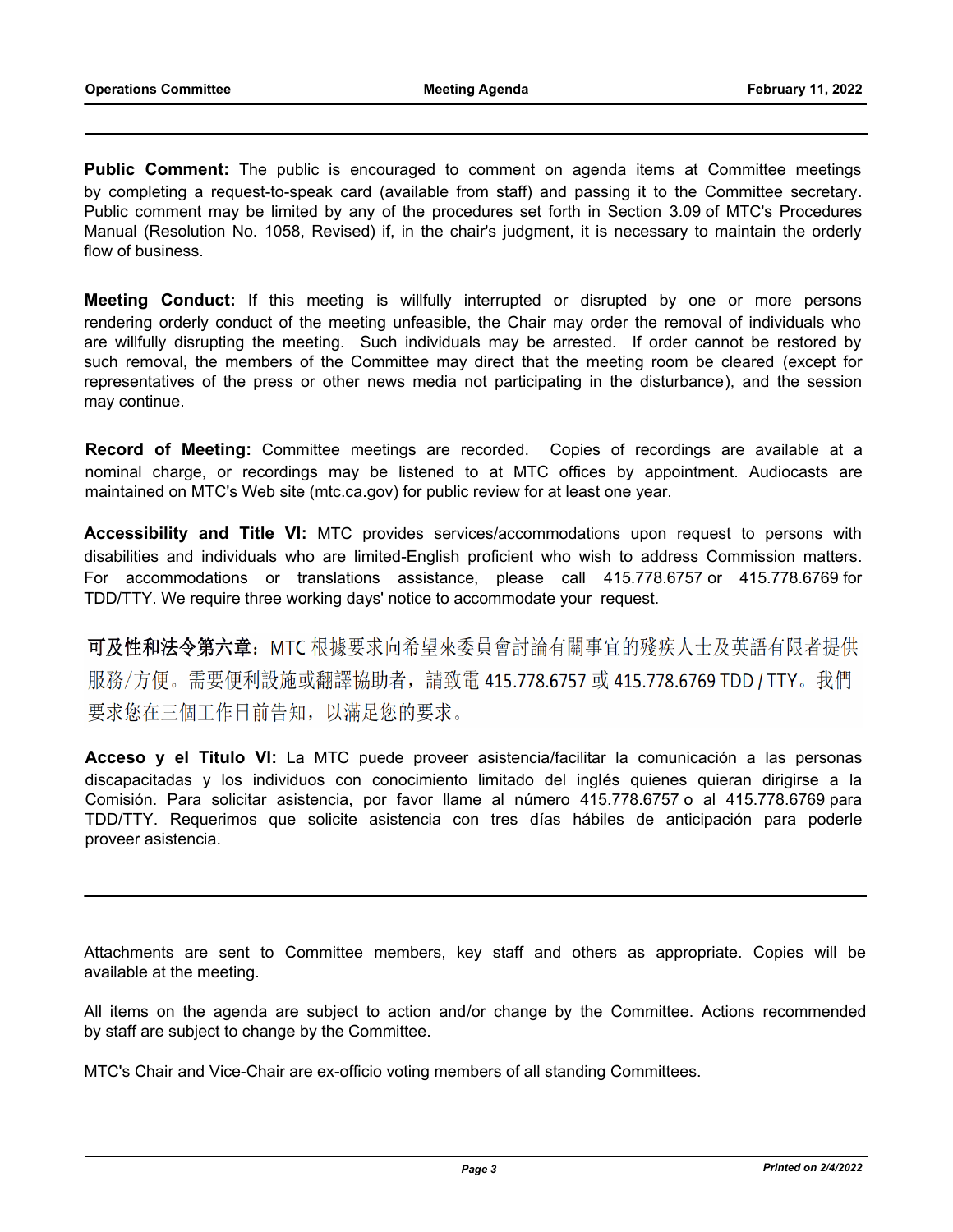**Public Comment:** The public is encouraged to comment on agenda items at Committee meetings by completing a request-to-speak card (available from staff) and passing it to the Committee secretary. Public comment may be limited by any of the procedures set forth in Section 3.09 of MTC's Procedures Manual (Resolution No. 1058, Revised) if, in the chair's judgment, it is necessary to maintain the orderly flow of business.

**Meeting Conduct:** If this meeting is willfully interrupted or disrupted by one or more persons rendering orderly conduct of the meeting unfeasible, the Chair may order the removal of individuals who are willfully disrupting the meeting. Such individuals may be arrested. If order cannot be restored by such removal, the members of the Committee may direct that the meeting room be cleared (except for representatives of the press or other news media not participating in the disturbance), and the session may continue.

**Record of Meeting:** Committee meetings are recorded. Copies of recordings are available at a nominal charge, or recordings may be listened to at MTC offices by appointment. Audiocasts are maintained on MTC's Web site (mtc.ca.gov) for public review for at least one year.

**Accessibility and Title VI:** MTC provides services/accommodations upon request to persons with disabilities and individuals who are limited-English proficient who wish to address Commission matters. For accommodations or translations assistance, please call 415.778.6757 or 415.778.6769 for TDD/TTY. We require three working days' notice to accommodate your request.

**可及性和法令第六章**：MTC 根據要求向希望來委員會討論有關事宜的殘疾人士及英語有限者提供服務/方便。需要便利設施或翻譯協助者，請致電 415.778.6757 或 415.778.6769 TDD / TTY。我們要求您在三個工作日前告知，以滿足您的要求。

**Acceso y el Titulo VI:** La MTC puede proveer asistencia/facilitar la comunicación a las personas discapacitadas y los individuos con conocimiento limitado del inglés quienes quieran dirigirse a la Comisión. Para solicitar asistencia, por favor llame al número 415.778.6757 o al 415.778.6769 para TDD/TTY. Requerimos que solicite asistencia con tres días hábiles de anticipación para poderle proveer asistencia.

---

Attachments are sent to Committee members, key staff and others as appropriate. Copies will be available at the meeting.

All items on the agenda are subject to action and/or change by the Committee. Actions recommended by staff are subject to change by the Committee.

MTC's Chair and Vice-Chair are ex-officio voting members of all standing Committees.